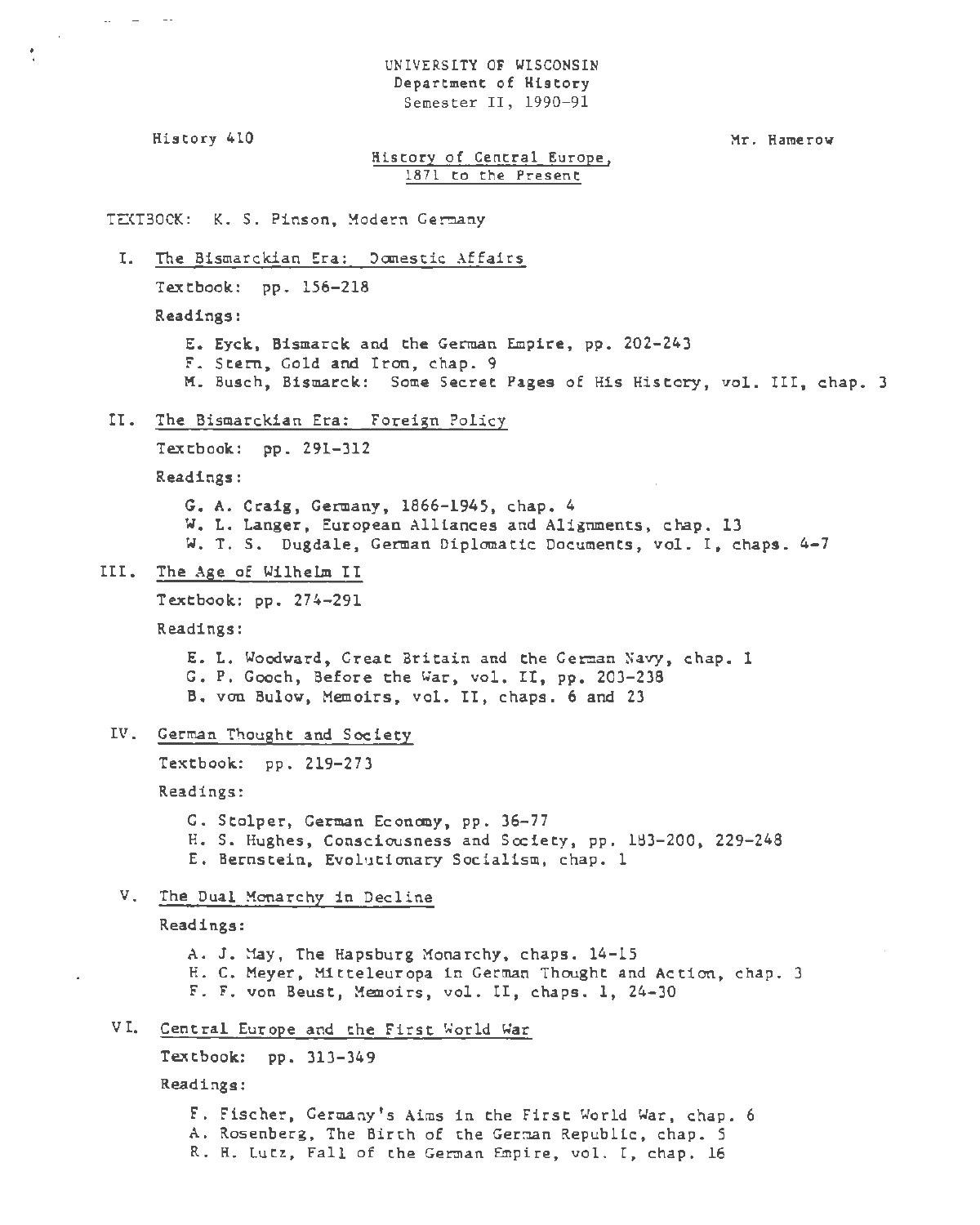UNIVERSITY OF WISCONSIN
Department of History
Semester II, 1990-91

History 410 Mr. Hamerow

# History of Central Europe, 1871 to the Present

TEXTBOOK: K. S. Pinson, Modern Germany

## I. The Bismarckian Era: Domestic Affairs

Textbook: pp. 156-218

Readings:

- E. Eyck, Bismarck and the German Empire, pp. 202-243
- F. Stern, Gold and Iron, chap. 9
- M. Busch, Bismarck: Some Secret Pages of His History, vol. III, chap. 3

## II. The Bismarckian Era: Foreign Policy

Textbook: pp. 291-312

Readings:

- G. A. Craig, Germany, 1866-1945, chap. 4
- W. L. Langer, European Alliances and Alignments, chap. 13
- W. T. S. Dugdale, German Diplomatic Documents, vol. I, chaps. 4-7

## III. The Age of Wilhelm II

Textbook: pp. 274-291

Readings:

- E. L. Woodward, Great Britain and the German Navy, chap. 1
- G. P. Gooch, Before the War, vol. II, pp. 203-238
- B. von Bulow, Memoirs, vol. II, chaps. 6 and 23

## IV. German Thought and Society

Textbook: pp. 219-273

Readings:

- G. Stolper, German Economy, pp. 36-77
- H. S. Hughes, Consciousness and Society, pp. 183-200, 229-248
- E. Bernstein, Evolutionary Socialism, chap. 1

## V. The Dual Monarchy in Decline

Readings:

- A. J. May, The Hapsburg Monarchy, chaps. 14-15
- H. C. Meyer, Mitteleuropa in German Thought and Action, chap. 3
- F. F. von Beust, Memoirs, vol. II, chaps. 1, 24-30

## VI. Central Europe and the First World War

Textbook: pp. 313-349

Readings:

- F. Fischer, Germany's Aims in the First World War, chap. 6
- A. Rosenberg, The Birth of the German Republic, chap. 5
- R. H. Lutz, Fall of the German Empire, vol. I, chap. 16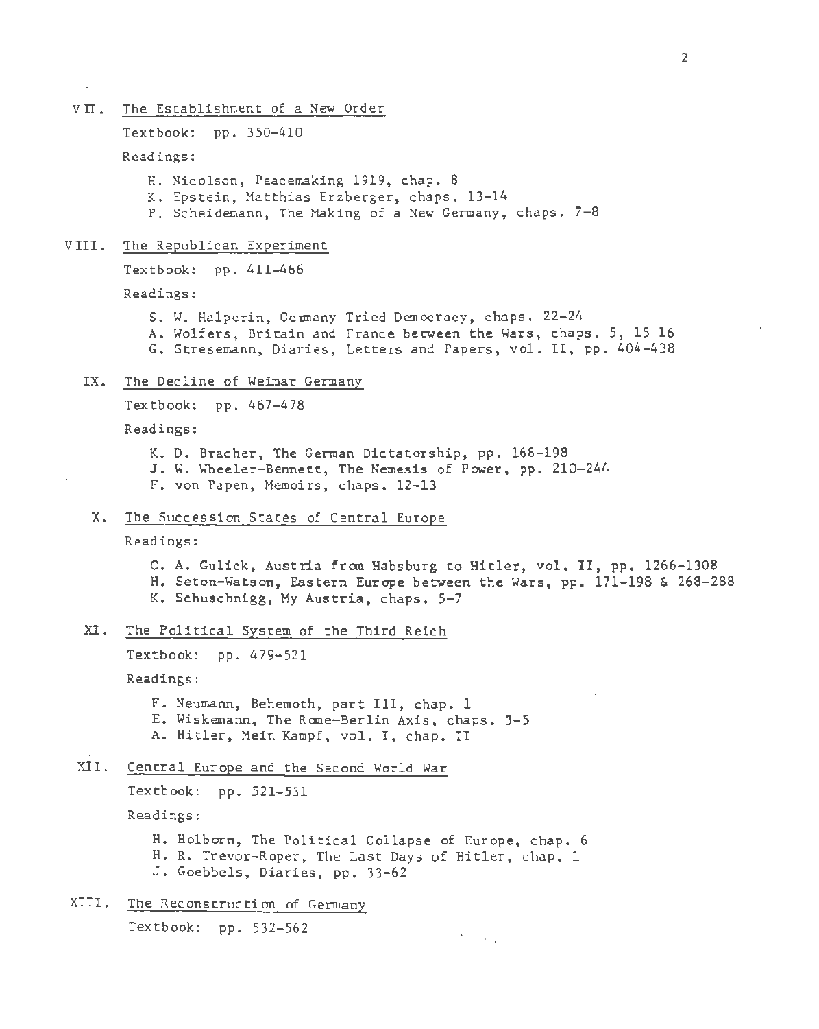## VII. The Establishment of a New Order

Textbook: pp. 350-410

Readings:

- H. Nicolson, Peacemaking 1919, chap. 8
- K. Epstein, Matthias Erzberger, chaps. 13-14
- P. Scheidemann, The Making of a New Germany, chaps. 7-8

## VIII. The Republican Experiment

Textbook: pp. 411-466

Readings:

- S. W. Halperin, Germany Tried Democracy, chaps. 22-24
- A. Wolfers, Britain and France between the Wars, chaps. 5, 15-16
- G. Stresemann, Diaries, Letters and Papers, vol. II, pp. 404-438

## IX. The Decline of Weimar Germany

Textbook: pp. 467-478

Readings:

- K. D. Bracher, The German Dictatorship, pp. 168-198
- J. W. Wheeler-Bennett, The Nemesis of Power, pp. 210-244
- F. von Papen, Memoirs, chaps. 12-13

## X. The Succession States of Central Europe

Readings:

- C. A. Gulick, Austria from Habsburg to Hitler, vol. II, pp. 1266-1308
- H. Seton-Watson, Eastern Europe between the Wars, pp. 171-198 & 268-288
- K. Schuschnigg, My Austria, chaps. 5-7

## XI. The Political System of the Third Reich

Textbook: pp. 479-521

Readings:

- F. Neumann, Behemoth, part III, chap. 1
- E. Wiskemann, The Rome-Berlin Axis, chaps. 3-5
- A. Hitler, Mein Kampf, vol. I, chap. II

## XII. Central Europe and the Second World War

Textbook: pp. 521-531

Readings:

- H. Holborn, The Political Collapse of Europe, chap. 6
- H. R. Trevor-Roper, The Last Days of Hitler, chap. 1
- J. Goebbels, Diaries, pp. 33-62

## XIII. The Reconstruction of Germany

Textbook: pp. 532-562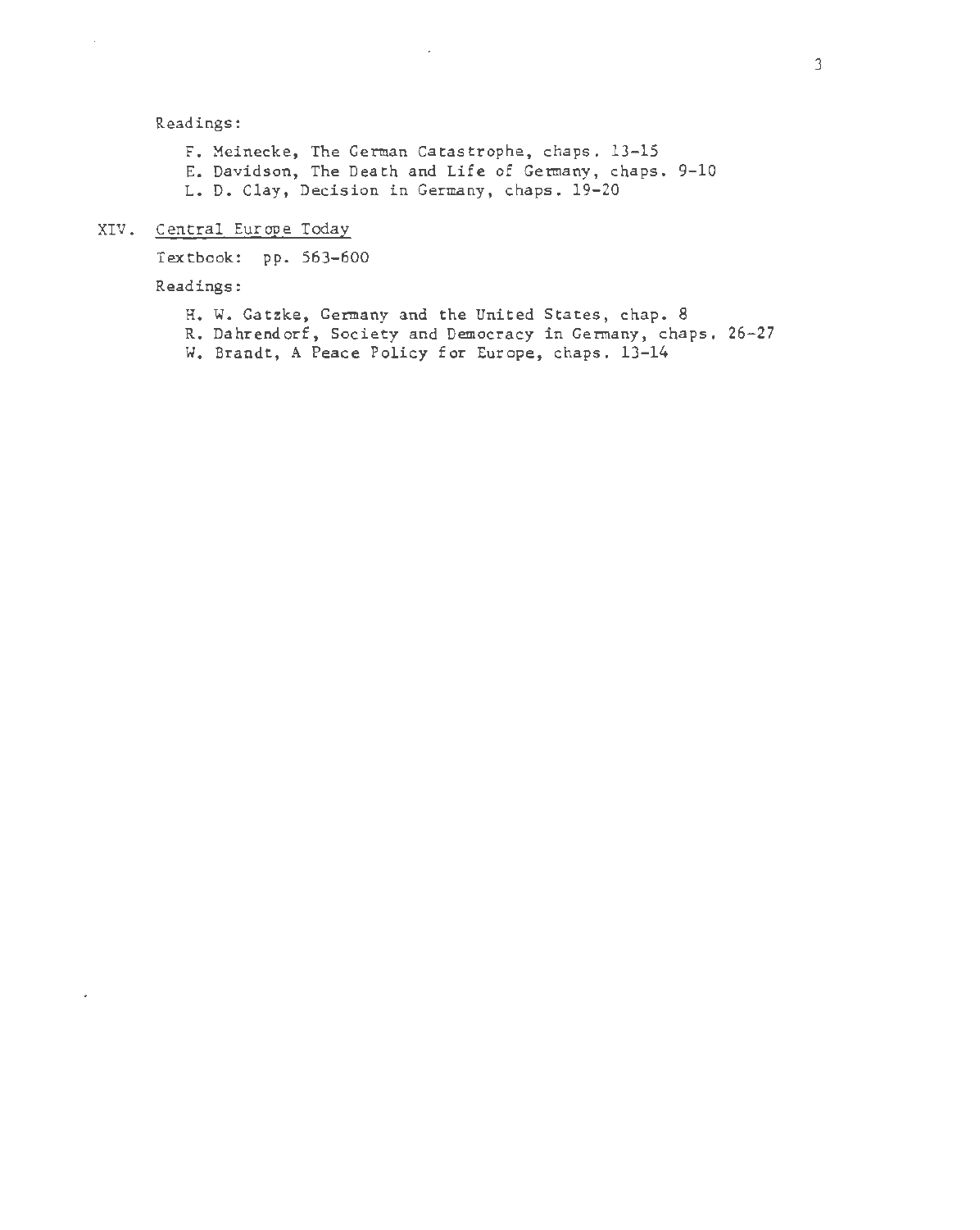Readings:

- F. Meinecke, The German Catastrophe, chaps. 13-15
- E. Davidson, The Death and Life of Germany, chaps. 9-10
- L. D. Clay, Decision in Germany, chaps. 19-20

XIV. Central Europe Today

Textbook: pp. 563-600

Readings:

- H. W. Gatzke, Germany and the United States, chap. 8
- R. Dahrendorf, Society and Democracy in Germany, chaps. 26-27
- W. Brandt, A Peace Policy for Europe, chaps. 13-14